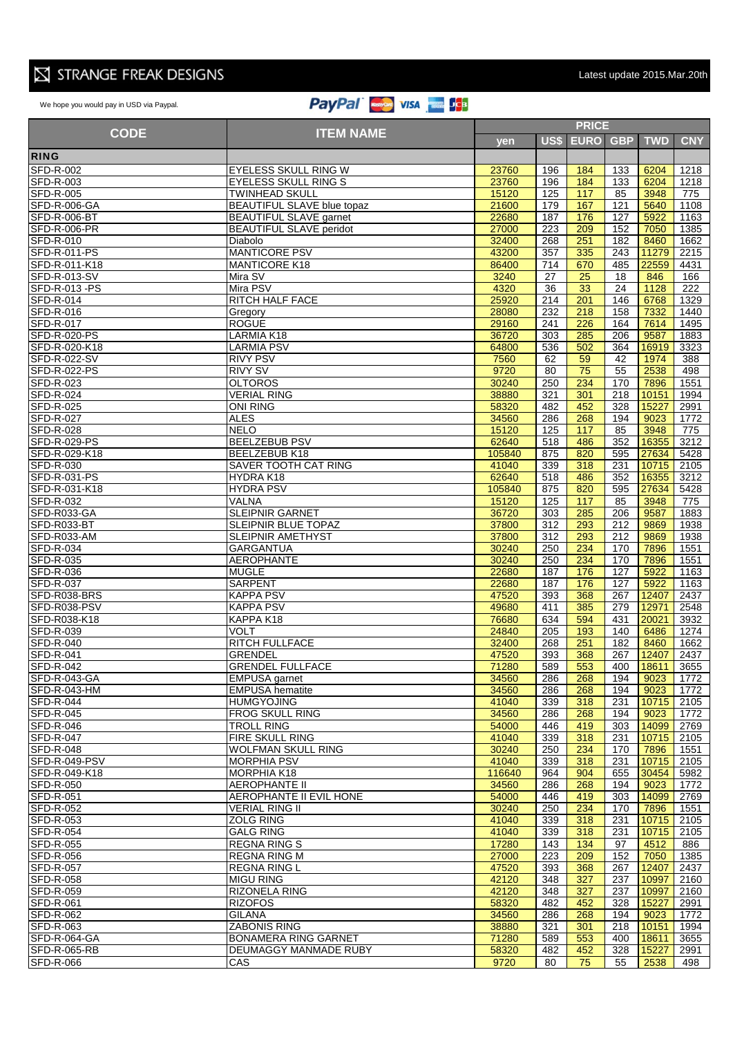# STRANGE FREAK DESIGNS

Latest update 2015.Mar.20th

We hope you would pay in USD via Paypal.

| CODE | ITEM NAME | PRICE | | | | | |
|---|---|---|---|---|---|---|---|
| | | yen | US$ | EURO | GBP | TWD | CNY |
| **RING** | | | | | | | |
| SFD-R-002 | EYELESS SKULL RING W | 23760 | 196 | 184 | 133 | 6204 | 1218 |
| SFD-R-003 | EYELESS SKULL RING S | 23760 | 196 | 184 | 133 | 6204 | 1218 |
| SFD-R-005 | TWINHEAD SKULL | 15120 | 125 | 117 | 85 | 3948 | 775 |
| SFD-R-006-GA | BEAUTIFUL SLAVE blue topaz | 21600 | 179 | 167 | 121 | 5640 | 1108 |
| SFD-R-006-BT | BEAUTIFUL SLAVE garnet | 22680 | 187 | 176 | 127 | 5922 | 1163 |
| SFD-R-006-PR | BEAUTIFUL SLAVE peridot | 27000 | 223 | 209 | 152 | 7050 | 1385 |
| SFD-R-010 | Diabolo | 32400 | 268 | 251 | 182 | 8460 | 1662 |
| SFD-R-011-PS | MANTICORE PSV | 43200 | 357 | 335 | 243 | 11279 | 2215 |
| SFD-R-011-K18 | MANTICORE K18 | 86400 | 714 | 670 | 485 | 22559 | 4431 |
| SFD-R-013-SV | Mira SV | 3240 | 27 | 25 | 18 | 846 | 166 |
| SFD-R-013 -PS | Mira PSV | 4320 | 36 | 33 | 24 | 1128 | 222 |
| SFD-R-014 | RITCH HALF FACE | 25920 | 214 | 201 | 146 | 6768 | 1329 |
| SFD-R-016 | Gregory | 28080 | 232 | 218 | 158 | 7332 | 1440 |
| SFD-R-017 | ROGUE | 29160 | 241 | 226 | 164 | 7614 | 1495 |
| SFD-R-020-PS | LARMIA K18 | 36720 | 303 | 285 | 206 | 9587 | 1883 |
| SFD-R-020-K18 | LARMIA PSV | 64800 | 536 | 502 | 364 | 16919 | 3323 |
| SFD-R-022-SV | RIVY PSV | 7560 | 62 | 59 | 42 | 1974 | 388 |
| SFD-R-022-PS | RIVY SV | 9720 | 80 | 75 | 55 | 2538 | 498 |
| SFD-R-023 | OLTOROS | 30240 | 250 | 234 | 170 | 7896 | 1551 |
| SFD-R-024 | VERIAL RING | 38880 | 321 | 301 | 218 | 10151 | 1994 |
| SFD-R-025 | ONI RING | 58320 | 482 | 452 | 328 | 15227 | 2991 |
| SFD-R-027 | ALES | 34560 | 286 | 268 | 194 | 9023 | 1772 |
| SFD-R-028 | NELO | 15120 | 125 | 117 | 85 | 3948 | 775 |
| SFD-R-029-PS | BEELZEBUB PSV | 62640 | 518 | 486 | 352 | 16355 | 3212 |
| SFD-R-029-K18 | BEELZEBUB K18 | 105840 | 875 | 820 | 595 | 27634 | 5428 |
| SFD-R-030 | SAVER TOOTH CAT RING | 41040 | 339 | 318 | 231 | 10715 | 2105 |
| SFD-R-031-PS | HYDRA K18 | 62640 | 518 | 486 | 352 | 16355 | 3212 |
| SFD-R-031-K18 | HYDRA PSV | 105840 | 875 | 820 | 595 | 27634 | 5428 |
| SFD-R-032 | VALNA | 15120 | 125 | 117 | 85 | 3948 | 775 |
| SFD-R033-GA | SLEIPNIR GARNET | 36720 | 303 | 285 | 206 | 9587 | 1883 |
| SFD-R033-BT | SLEIPNIR BLUE TOPAZ | 37800 | 312 | 293 | 212 | 9869 | 1938 |
| SFD-R033-AM | SLEIPNIR AMETHYST | 37800 | 312 | 293 | 212 | 9869 | 1938 |
| SFD-R-034 | GARGANTUA | 30240 | 250 | 234 | 170 | 7896 | 1551 |
| SFD-R-035 | AEROPHANTE | 30240 | 250 | 234 | 170 | 7896 | 1551 |
| SFD-R-036 | MUGLE | 22680 | 187 | 176 | 127 | 5922 | 1163 |
| SFD-R-037 | SARPENT | 22680 | 187 | 176 | 127 | 5922 | 1163 |
| SFD-R038-BRS | KAPPA PSV | 47520 | 393 | 368 | 267 | 12407 | 2437 |
| SFD-R038-PSV | KAPPA PSV | 49680 | 411 | 385 | 279 | 12971 | 2548 |
| SFD-R038-K18 | KAPPA K18 | 76680 | 634 | 594 | 431 | 20021 | 3932 |
| SFD-R-039 | VOLT | 24840 | 205 | 193 | 140 | 6486 | 1274 |
| SFD-R-040 | RITCH FULLFACE | 32400 | 268 | 251 | 182 | 8460 | 1662 |
| SFD-R-041 | GRENDEL | 47520 | 393 | 368 | 267 | 12407 | 2437 |
| SFD-R-042 | GRENDEL FULLFACE | 71280 | 589 | 553 | 400 | 18611 | 3655 |
| SFD-R-043-GA | EMPUSA garnet | 34560 | 286 | 268 | 194 | 9023 | 1772 |
| SFD-R-043-HM | EMPUSA hematite | 34560 | 286 | 268 | 194 | 9023 | 1772 |
| SFD-R-044 | HUMGYOJING | 41040 | 339 | 318 | 231 | 10715 | 2105 |
| SFD-R-045 | FROG SKULL RING | 34560 | 286 | 268 | 194 | 9023 | 1772 |
| SFD-R-046 | TROLL RING | 54000 | 446 | 419 | 303 | 14099 | 2769 |
| SFD-R-047 | FIRE SKULL RING | 41040 | 339 | 318 | 231 | 10715 | 2105 |
| SFD-R-048 | WOLFMAN SKULL RING | 30240 | 250 | 234 | 170 | 7896 | 1551 |
| SFD-R-049-PSV | MORPHIA PSV | 41040 | 339 | 318 | 231 | 10715 | 2105 |
| SFD-R-049-K18 | MORPHIA K18 | 116640 | 964 | 904 | 655 | 30454 | 5982 |
| SFD-R-050 | AEROPHANTE II | 34560 | 286 | 268 | 194 | 9023 | 1772 |
| SFD-R-051 | AEROPHANTE II EVIL HONE | 54000 | 446 | 419 | 303 | 14099 | 2769 |
| SFD-R-052 | VERIAL RING II | 30240 | 250 | 234 | 170 | 7896 | 1551 |
| SFD-R-053 | ZOLG RING | 41040 | 339 | 318 | 231 | 10715 | 2105 |
| SFD-R-054 | GALG RING | 41040 | 339 | 318 | 231 | 10715 | 2105 |
| SFD-R-055 | REGNA RING S | 17280 | 143 | 134 | 97 | 4512 | 886 |
| SFD-R-056 | REGNA RING M | 27000 | 223 | 209 | 152 | 7050 | 1385 |
| SFD-R-057 | REGNA RING L | 47520 | 393 | 368 | 267 | 12407 | 2437 |
| SFD-R-058 | MIGU RING | 42120 | 348 | 327 | 237 | 10997 | 2160 |
| SFD-R-059 | RIZONELA RING | 42120 | 348 | 327 | 237 | 10997 | 2160 |
| SFD-R-061 | RIZOFOS | 58320 | 482 | 452 | 328 | 15227 | 2991 |
| SFD-R-062 | GILANA | 34560 | 286 | 268 | 194 | 9023 | 1772 |
| SFD-R-063 | ZABONIS RING | 38880 | 321 | 301 | 218 | 10151 | 1994 |
| SFD-R-064-GA | BONAMERA RING GARNET | 71280 | 589 | 553 | 400 | 18611 | 3655 |
| SFD-R-065-RB | DEUMAGGY MANMADE RUBY | 58320 | 482 | 452 | 328 | 15227 | 2991 |
| SFD-R-066 | CAS | 9720 | 80 | 75 | 55 | 2538 | 498 |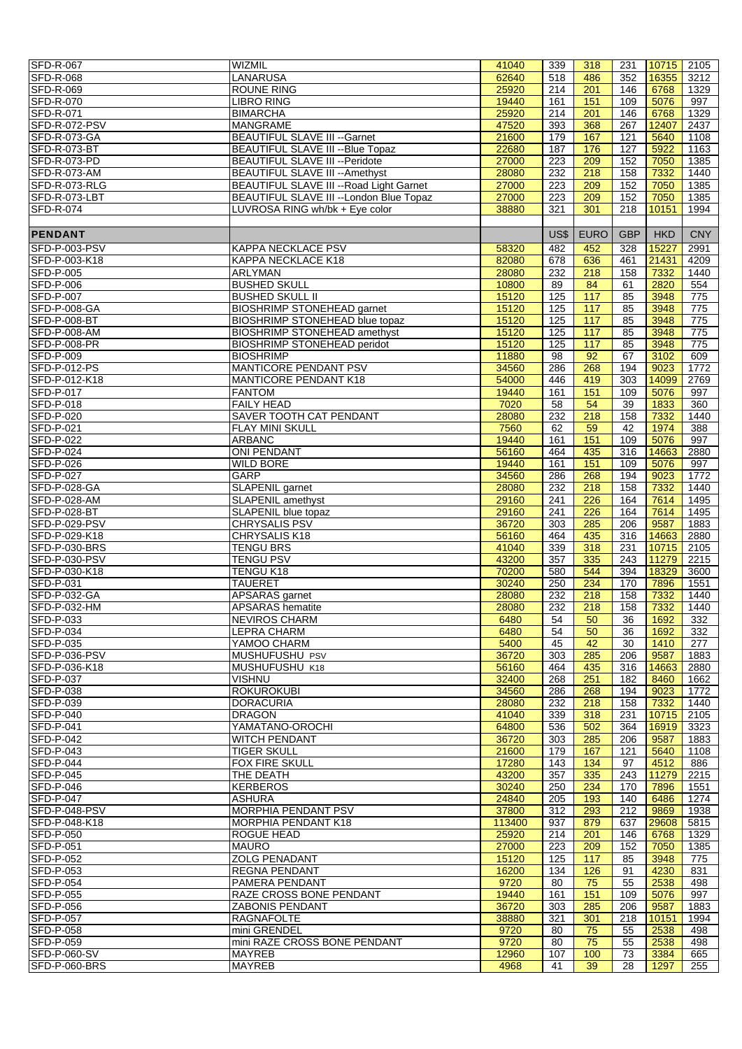| | | | | | | | |
|---|---|---|---|---|---|---|---|
| SFD-R-067 | WIZMIL | 41040 | 339 | 318 | 231 | 10715 | 2105 |
| SFD-R-068 | LANARUSA | 62640 | 518 | 486 | 352 | 16355 | 3212 |
| SFD-R-069 | ROUNE RING | 25920 | 214 | 201 | 146 | 6768 | 1329 |
| SFD-R-070 | LIBRO RING | 19440 | 161 | 151 | 109 | 5076 | 997 |
| SFD-R-071 | BIMARCHA | 25920 | 214 | 201 | 146 | 6768 | 1329 |
| SFD-R-072-PSV | MANGRAME | 47520 | 393 | 368 | 267 | 12407 | 2437 |
| SFD-R-073-GA | BEAUTIFUL SLAVE III --Garnet | 21600 | 179 | 167 | 121 | 5640 | 1108 |
| SFD-R-073-BT | BEAUTIFUL SLAVE III --Blue Topaz | 22680 | 187 | 176 | 127 | 5922 | 1163 |
| SFD-R-073-PD | BEAUTIFUL SLAVE III --Peridote | 27000 | 223 | 209 | 152 | 7050 | 1385 |
| SFD-R-073-AM | BEAUTIFUL SLAVE III --Amethyst | 28080 | 232 | 218 | 158 | 7332 | 1440 |
| SFD-R-073-RLG | BEAUTIFUL SLAVE III --Road Light Garnet | 27000 | 223 | 209 | 152 | 7050 | 1385 |
| SFD-R-073-LBT | BEAUTIFUL SLAVE III --London Blue Topaz | 27000 | 223 | 209 | 152 | 7050 | 1385 |
| SFD-R-074 | LUVROSA RING wh/bk + Eye color | 38880 | 321 | 301 | 218 | 10151 | 1994 |
| | | | | | | | |
| **PENDANT** | | | US$ | EURO | GBP | HKD | CNY |
| SFD-P-003-PSV | KAPPA NECKLACE PSV | 58320 | 482 | 452 | 328 | 15227 | 2991 |
| SFD-P-003-K18 | KAPPA NECKLACE K18 | 82080 | 678 | 636 | 461 | 21431 | 4209 |
| SFD-P-005 | ARLYMAN | 28080 | 232 | 218 | 158 | 7332 | 1440 |
| SFD-P-006 | BUSHED SKULL | 10800 | 89 | 84 | 61 | 2820 | 554 |
| SFD-P-007 | BUSHED SKULL II | 15120 | 125 | 117 | 85 | 3948 | 775 |
| SFD-P-008-GA | BIOSHRIMP STONEHEAD garnet | 15120 | 125 | 117 | 85 | 3948 | 775 |
| SFD-P-008-BT | BIOSHRIMP STONEHEAD blue topaz | 15120 | 125 | 117 | 85 | 3948 | 775 |
| SFD-P-008-AM | BIOSHRIMP STONEHEAD amethyst | 15120 | 125 | 117 | 85 | 3948 | 775 |
| SFD-P-008-PR | BIOSHRIMP STONEHEAD peridot | 15120 | 125 | 117 | 85 | 3948 | 775 |
| SFD-P-009 | BIOSHRIMP | 11880 | 98 | 92 | 67 | 3102 | 609 |
| SFD-P-012-PS | MANTICORE PENDANT PSV | 34560 | 286 | 268 | 194 | 9023 | 1772 |
| SFD-P-012-K18 | MANTICORE PENDANT K18 | 54000 | 446 | 419 | 303 | 14099 | 2769 |
| SFD-P-017 | FANTOM | 19440 | 161 | 151 | 109 | 5076 | 997 |
| SFD-P-018 | FAILY HEAD | 7020 | 58 | 54 | 39 | 1833 | 360 |
| SFD-P-020 | SAVER TOOTH CAT PENDANT | 28080 | 232 | 218 | 158 | 7332 | 1440 |
| SFD-P-021 | FLAY MINI SKULL | 7560 | 62 | 59 | 42 | 1974 | 388 |
| SFD-P-022 | ARBANC | 19440 | 161 | 151 | 109 | 5076 | 997 |
| SFD-P-024 | ONI PENDANT | 56160 | 464 | 435 | 316 | 14663 | 2880 |
| SFD-P-026 | WILD BORE | 19440 | 161 | 151 | 109 | 5076 | 997 |
| SFD-P-027 | GARP | 34560 | 286 | 268 | 194 | 9023 | 1772 |
| SFD-P-028-GA | SLAPENIL garnet | 28080 | 232 | 218 | 158 | 7332 | 1440 |
| SFD-P-028-AM | SLAPENIL amethyst | 29160 | 241 | 226 | 164 | 7614 | 1495 |
| SFD-P-028-BT | SLAPENIL blue topaz | 29160 | 241 | 226 | 164 | 7614 | 1495 |
| SFD-P-029-PSV | CHRYSALIS PSV | 36720 | 303 | 285 | 206 | 9587 | 1883 |
| SFD-P-029-K18 | CHRYSALIS K18 | 56160 | 464 | 435 | 316 | 14663 | 2880 |
| SFD-P-030-BRS | TENGU BRS | 41040 | 339 | 318 | 231 | 10715 | 2105 |
| SFD-P-030-PSV | TENGU PSV | 43200 | 357 | 335 | 243 | 11279 | 2215 |
| SFD-P-030-K18 | TENGU K18 | 70200 | 580 | 544 | 394 | 18329 | 3600 |
| SFD-P-031 | TAUERET | 30240 | 250 | 234 | 170 | 7896 | 1551 |
| SFD-P-032-GA | APSARAS garnet | 28080 | 232 | 218 | 158 | 7332 | 1440 |
| SFD-P-032-HM | APSARAS hematite | 28080 | 232 | 218 | 158 | 7332 | 1440 |
| SFD-P-033 | NEVIROS CHARM | 6480 | 54 | 50 | 36 | 1692 | 332 |
| SFD-P-034 | LEPRA CHARM | 6480 | 54 | 50 | 36 | 1692 | 332 |
| SFD-P-035 | YAMOO CHARM | 5400 | 45 | 42 | 30 | 1410 | 277 |
| SFD-P-036-PSV | MUSHUFUSHU PSV | 36720 | 303 | 285 | 206 | 9587 | 1883 |
| SFD-P-036-K18 | MUSHUFUSHU K18 | 56160 | 464 | 435 | 316 | 14663 | 2880 |
| SFD-P-037 | VISHNU | 32400 | 268 | 251 | 182 | 8460 | 1662 |
| SFD-P-038 | ROKUROKUBI | 34560 | 286 | 268 | 194 | 9023 | 1772 |
| SFD-P-039 | DORACURIA | 28080 | 232 | 218 | 158 | 7332 | 1440 |
| SFD-P-040 | DRAGON | 41040 | 339 | 318 | 231 | 10715 | 2105 |
| SFD-P-041 | YAMATANO-OROCHI | 64800 | 536 | 502 | 364 | 16919 | 3323 |
| SFD-P-042 | WITCH PENDANT | 36720 | 303 | 285 | 206 | 9587 | 1883 |
| SFD-P-043 | TIGER SKULL | 21600 | 179 | 167 | 121 | 5640 | 1108 |
| SFD-P-044 | FOX FIRE SKULL | 17280 | 143 | 134 | 97 | 4512 | 886 |
| SFD-P-045 | THE DEATH | 43200 | 357 | 335 | 243 | 11279 | 2215 |
| SFD-P-046 | KERBEROS | 30240 | 250 | 234 | 170 | 7896 | 1551 |
| SFD-P-047 | ASHURA | 24840 | 205 | 193 | 140 | 6486 | 1274 |
| SFD-P-048-PSV | MORPHIA PENDANT PSV | 37800 | 312 | 293 | 212 | 9869 | 1938 |
| SFD-P-048-K18 | MORPHIA PENDANT K18 | 113400 | 937 | 879 | 637 | 29608 | 5815 |
| SFD-P-050 | ROGUE HEAD | 25920 | 214 | 201 | 146 | 6768 | 1329 |
| SFD-P-051 | MAURO | 27000 | 223 | 209 | 152 | 7050 | 1385 |
| SFD-P-052 | ZOLG PENADANT | 15120 | 125 | 117 | 85 | 3948 | 775 |
| SFD-P-053 | REGNA PENDANT | 16200 | 134 | 126 | 91 | 4230 | 831 |
| SFD-P-054 | PAMERA PENDANT | 9720 | 80 | 75 | 55 | 2538 | 498 |
| SFD-P-055 | RAZE CROSS BONE PENDANT | 19440 | 161 | 151 | 109 | 5076 | 997 |
| SFD-P-056 | ZABONIS PENDANT | 36720 | 303 | 285 | 206 | 9587 | 1883 |
| SFD-P-057 | RAGNAFOLTE | 38880 | 321 | 301 | 218 | 10151 | 1994 |
| SFD-P-058 | mini GRENDEL | 9720 | 80 | 75 | 55 | 2538 | 498 |
| SFD-P-059 | mini RAZE CROSS BONE PENDANT | 9720 | 80 | 75 | 55 | 2538 | 498 |
| SFD-P-060-SV | MAYREB | 12960 | 107 | 100 | 73 | 3384 | 665 |
| SFD-P-060-BRS | MAYREB | 4968 | 41 | 39 | 28 | 1297 | 255 |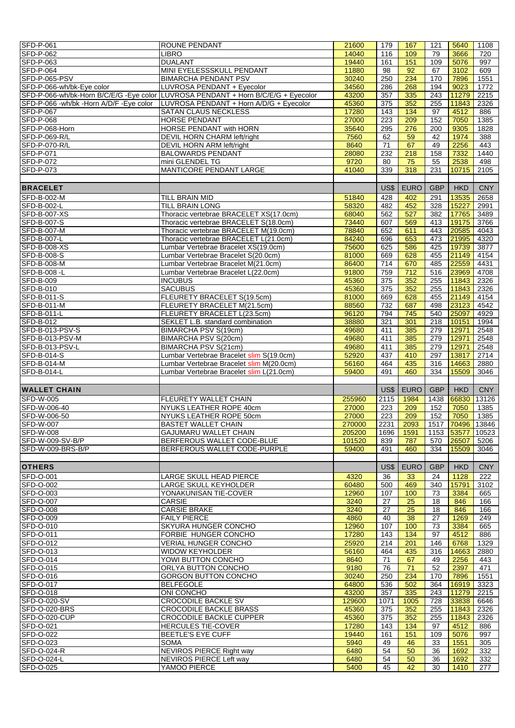| | | | | | | | |
|---|---|---|---|---|---|---|---|
| SFD-P-061 | ROUNE PENDANT | 21600 | 179 | 167 | 121 | 5640 | 1108 |
| SFD-P-062 | LIBRO | 14040 | 116 | 109 | 79 | 3666 | 720 |
| SFD-P-063 | DUALANT | 19440 | 161 | 151 | 109 | 5076 | 997 |
| SFD-P-064 | MINI EYELESSSKULL PENDANT | 11880 | 98 | 92 | 67 | 3102 | 609 |
| SFD-P-065-PSV | BIMARCHA PENDANT PSV | 30240 | 250 | 234 | 170 | 7896 | 1551 |
| SFD-P-066-wh/bk-Eye color | LUVROSA PENDANT + Eyecolor | 34560 | 286 | 268 | 194 | 9023 | 1772 |
| SFD-P-066-wh/bk-Horn B/C/E/G -Eye color | LUVROSA PENDANT + Horn B/C/E/G + Eyecolor | 43200 | 357 | 335 | 243 | 11279 | 2215 |
| SFD-P-066 -wh/bk -Horn A/D/F -Eye color | LUVROSA PENDANT + Horn A/D/G + Eyecolor | 45360 | 375 | 352 | 255 | 11843 | 2326 |
| SFD-P-067 | SATAN CLAUS NECKLESS | 17280 | 143 | 134 | 97 | 4512 | 886 |
| SFD-P-068 | HORSE PENDANT | 27000 | 223 | 209 | 152 | 7050 | 1385 |
| SFD-P-068-Horn | HORSE PENDANT with HORN | 35640 | 295 | 276 | 200 | 9305 | 1828 |
| SFD-P-069-R/L | DEVIL HORN CHARM left/right | 7560 | 62 | 59 | 42 | 1974 | 388 |
| SFD-P-070-R/L | DEVIL HORN ARM left/right | 8640 | 71 | 67 | 49 | 2256 | 443 |
| SFD-P-071 | BALOWARDS PENDANT | 28080 | 232 | 218 | 158 | 7332 | 1440 |
| SFD-P-072 | mini GLENDEL TG | 9720 | 80 | 75 | 55 | 2538 | 498 |
| SFD-P-073 | MANTICORE PENDANT LARGE | 41040 | 339 | 318 | 231 | 10715 | 2105 |
| | | | | | | | |
| **BRACELET** | | | US$ | EURO | GBP | HKD | CNY |
| SFD-B-002-M | TILL BRAIN MID | 51840 | 428 | 402 | 291 | 13535 | 2658 |
| SFD-B-002-L | TILL BRAIN LONG | 58320 | 482 | 452 | 328 | 15227 | 2991 |
| SFD-B-007-XS | Thoracic vertebrae BRACELET XS(17.0cm) | 68040 | 562 | 527 | 382 | 17765 | 3489 |
| SFD-B-007-S | Thoracic vertebrae BRACELET S(18.0cm) | 73440 | 607 | 569 | 413 | 19175 | 3766 |
| SFD-B-007-M | Thoracic vertebrae BRACELET M(19.0cm) | 78840 | 652 | 611 | 443 | 20585 | 4043 |
| SFD-B-007-L | Thoracic vertebrae BRACELET L(21.0cm) | 84240 | 696 | 653 | 473 | 21995 | 4320 |
| SFD-B-008-XS | Lumbar Vertebrae Bracelet XS(19.0cm) | 75600 | 625 | 586 | 425 | 19739 | 3877 |
| SFD-B-008-S | Lumbar Vertebrae Bracelet S(20.0cm) | 81000 | 669 | 628 | 455 | 21149 | 4154 |
| SFD-B-008-M | Lumbar Vertebrae Bracelet M(21.0cm) | 86400 | 714 | 670 | 485 | 22559 | 4431 |
| SFD-B-008 -L | Lumbar Vertebrae Bracelet L(22.0cm) | 91800 | 759 | 712 | 516 | 23969 | 4708 |
| SFD-B-009 | INCUBUS | 45360 | 375 | 352 | 255 | 11843 | 2326 |
| SFD-B-010 | SACUBUS | 45360 | 375 | 352 | 255 | 11843 | 2326 |
| SFD-B-011-S | FLEURETY BRACELET S(19.5cm) | 81000 | 669 | 628 | 455 | 21149 | 4154 |
| SFD-B-011-M | FLEURETY BRACELET M(21.5cm) | 88560 | 732 | 687 | 498 | 23123 | 4542 |
| SFD-B-011-L | FLEURETY BRACELET L(23.5cm) | 96120 | 794 | 745 | 540 | 25097 | 4929 |
| SFD-B-012 | SEKLET L.B. standard combination | 38880 | 321 | 301 | 218 | 10151 | 1994 |
| SFD-B-013-PSV-S | BIMARCHA PSV S(19cm) | 49680 | 411 | 385 | 279 | 12971 | 2548 |
| SFD-B-013-PSV-M | BIMARCHA PSV S(20cm) | 49680 | 411 | 385 | 279 | 12971 | 2548 |
| SFD-B-013-PSV-L | BIMARCHA PSV S(21cm) | 49680 | 411 | 385 | 279 | 12971 | 2548 |
| SFD-B-014-S | Lumbar Vertebrae Bracelet slim S(19.0cm) | 52920 | 437 | 410 | 297 | 13817 | 2714 |
| SFD-B-014-M | Lumbar Vertebrae Bracelet slim M(20.0cm) | 56160 | 464 | 435 | 316 | 14663 | 2880 |
| SFD-B-014-L | Lumbar Vertebrae Bracelet slim L(21.0cm) | 59400 | 491 | 460 | 334 | 15509 | 3046 |
| | | | | | | | |
| **WALLET CHAIN** | | | US$ | EURO | GBP | HKD | CNY |
| SFD-W-005 | FLEURETY WALLET CHAIN | 255960 | 2115 | 1984 | 1438 | 66830 | 13126 |
| SFD-W-006-40 | NYUKS LEATHER ROPE 40cm | 27000 | 223 | 209 | 152 | 7050 | 1385 |
| SFD-W-006-50 | NYUKS LEATHER ROPE 50cm | 27000 | 223 | 209 | 152 | 7050 | 1385 |
| SFD-W-007 | BASTET WALLET CHAIN | 270000 | 2231 | 2093 | 1517 | 70496 | 13846 |
| SFD-W-008 | GAJUMARU WALLET CHAIN | 205200 | 1696 | 1591 | 1153 | 53577 | 10523 |
| SFD-W-009-SV-B/P | BERFEROUS WALLET CODE-BLUE | 101520 | 839 | 787 | 570 | 26507 | 5206 |
| SFD-W-009-BRS-B/P | BERFEROUS WALLET CODE-PURPLE | 59400 | 491 | 460 | 334 | 15509 | 3046 |
| | | | | | | | |
| **OTHERS** | | | US$ | EURO | GBP | HKD | CNY |
| SFD-O-001 | LARGE SKULL HEAD PIERCE | 4320 | 36 | 33 | 24 | 1128 | 222 |
| SFD-O-002 | LARGE SKULL KEYHOLDER | 60480 | 500 | 469 | 340 | 15791 | 3102 |
| SFD-O-003 | YONAKUNISAN TIE-COVER | 12960 | 107 | 100 | 73 | 3384 | 665 |
| SFD-O-007 | CARSIE | 3240 | 27 | 25 | 18 | 846 | 166 |
| SFD-O-008 | CARSIE BRAKE | 3240 | 27 | 25 | 18 | 846 | 166 |
| SFD-O-009 | FAILY PIERCE | 4860 | 40 | 38 | 27 | 1269 | 249 |
| SFD-O-010 | SKYURA HUNGER CONCHO | 12960 | 107 | 100 | 73 | 3384 | 665 |
| SFD-O-011 | FORBIE HUNGER CONCHO | 17280 | 143 | 134 | 97 | 4512 | 886 |
| SFD-O-012 | VERIAL HUNGER CONCHO | 25920 | 214 | 201 | 146 | 6768 | 1329 |
| SFD-O-013 | WIDOW KEYHOLDER | 56160 | 464 | 435 | 316 | 14663 | 2880 |
| SFD-O-014 | YOWI BUTTON CONCHO | 8640 | 71 | 67 | 49 | 2256 | 443 |
| SFD-O-015 | ORLYA BUTTON CONCHO | 9180 | 76 | 71 | 52 | 2397 | 471 |
| SFD-O-016 | GORGON BUTTON CONCHO | 30240 | 250 | 234 | 170 | 7896 | 1551 |
| SFD-O-017 | BELFEGOLE | 64800 | 536 | 502 | 364 | 16919 | 3323 |
| SFD-O-018 | ONI CONCHO | 43200 | 357 | 335 | 243 | 11279 | 2215 |
| SFD-O-020-SV | CROCODILE BACKLE SV | 129600 | 1071 | 1005 | 728 | 33838 | 6646 |
| SFD-O-020-BRS | CROCODILE BACKLE BRASS | 45360 | 375 | 352 | 255 | 11843 | 2326 |
| SFD-O-020-CUP | CROCODILE BACKLE CUPPER | 45360 | 375 | 352 | 255 | 11843 | 2326 |
| SFD-O-021 | HERCULES TIE-COVER | 17280 | 143 | 134 | 97 | 4512 | 886 |
| SFD-O-022 | BEETLE'S EYE CUFF | 19440 | 161 | 151 | 109 | 5076 | 997 |
| SFD-O-023 | SOMA | 5940 | 49 | 46 | 33 | 1551 | 305 |
| SFD-O-024-R | NEVIROS PIERCE Right way | 6480 | 54 | 50 | 36 | 1692 | 332 |
| SFD-O-024-L | NEVIROS PIERCE Left way | 6480 | 54 | 50 | 36 | 1692 | 332 |
| SFD-O-025 | YAMOO PIERCE | 5400 | 45 | 42 | 30 | 1410 | 277 |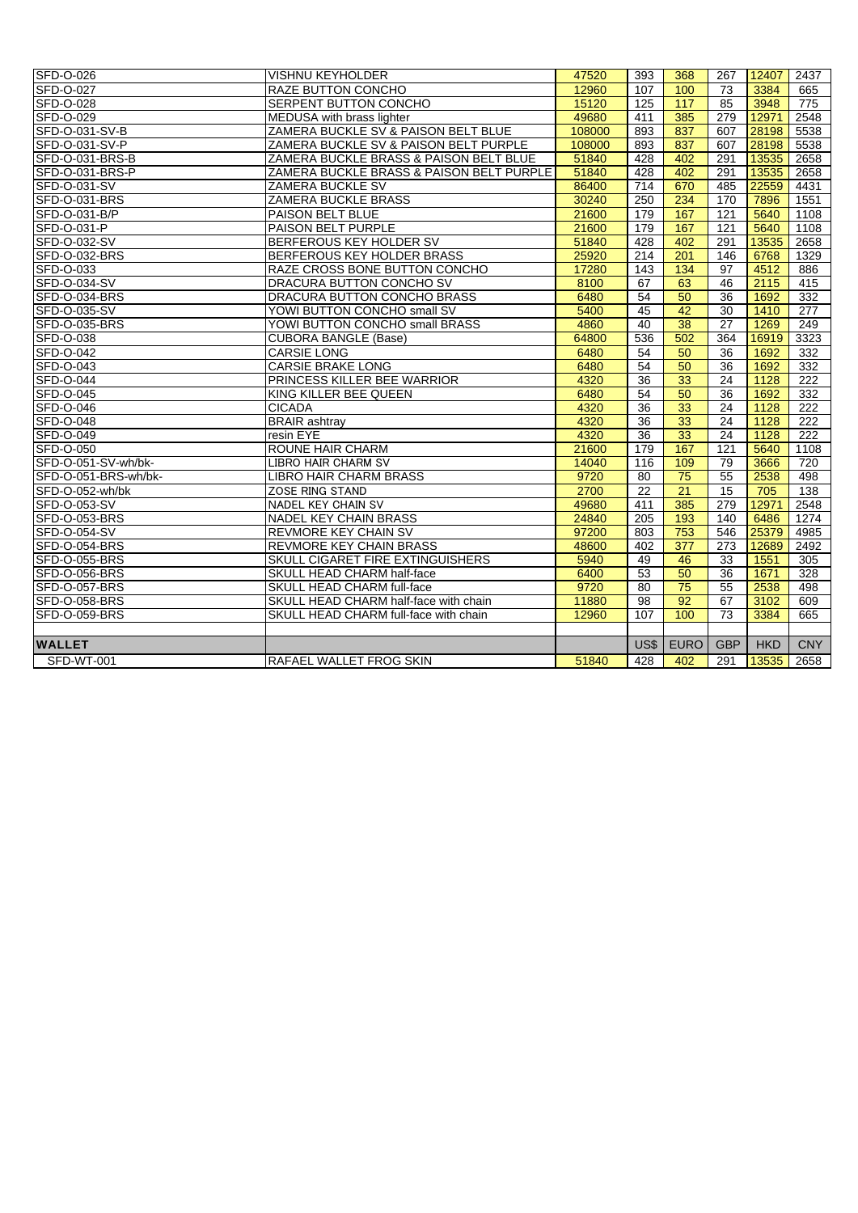| | | | | | | | |
|---|---|---|---|---|---|---|---|
| SFD-O-026 | VISHNU KEYHOLDER | 47520 | 393 | 368 | 267 | 12407 | 2437 |
| SFD-O-027 | RAZE BUTTON CONCHO | 12960 | 107 | 100 | 73 | 3384 | 665 |
| SFD-O-028 | SERPENT BUTTON CONCHO | 15120 | 125 | 117 | 85 | 3948 | 775 |
| SFD-O-029 | MEDUSA with brass lighter | 49680 | 411 | 385 | 279 | 12971 | 2548 |
| SFD-O-031-SV-B | ZAMERA BUCKLE SV & PAISON BELT BLUE | 108000 | 893 | 837 | 607 | 28198 | 5538 |
| SFD-O-031-SV-P | ZAMERA BUCKLE SV & PAISON BELT PURPLE | 108000 | 893 | 837 | 607 | 28198 | 5538 |
| SFD-O-031-BRS-B | ZAMERA BUCKLE BRASS & PAISON BELT BLUE | 51840 | 428 | 402 | 291 | 13535 | 2658 |
| SFD-O-031-BRS-P | ZAMERA BUCKLE BRASS & PAISON BELT PURPLE | 51840 | 428 | 402 | 291 | 13535 | 2658 |
| SFD-O-031-SV | ZAMERA BUCKLE SV | 86400 | 714 | 670 | 485 | 22559 | 4431 |
| SFD-O-031-BRS | ZAMERA BUCKLE BRASS | 30240 | 250 | 234 | 170 | 7896 | 1551 |
| SFD-O-031-B/P | PAISON BELT BLUE | 21600 | 179 | 167 | 121 | 5640 | 1108 |
| SFD-O-031-P | PAISON BELT PURPLE | 21600 | 179 | 167 | 121 | 5640 | 1108 |
| SFD-O-032-SV | BERFEROUS KEY HOLDER SV | 51840 | 428 | 402 | 291 | 13535 | 2658 |
| SFD-O-032-BRS | BERFEROUS KEY HOLDER BRASS | 25920 | 214 | 201 | 146 | 6768 | 1329 |
| SFD-O-033 | RAZE CROSS BONE BUTTON CONCHO | 17280 | 143 | 134 | 97 | 4512 | 886 |
| SFD-O-034-SV | DRACURA BUTTON CONCHO SV | 8100 | 67 | 63 | 46 | 2115 | 415 |
| SFD-O-034-BRS | DRACURA BUTTON CONCHO BRASS | 6480 | 54 | 50 | 36 | 1692 | 332 |
| SFD-O-035-SV | YOWI BUTTON CONCHO small SV | 5400 | 45 | 42 | 30 | 1410 | 277 |
| SFD-O-035-BRS | YOWI BUTTON CONCHO small BRASS | 4860 | 40 | 38 | 27 | 1269 | 249 |
| SFD-O-038 | CUBORA BANGLE (Base) | 64800 | 536 | 502 | 364 | 16919 | 3323 |
| SFD-O-042 | CARSIE LONG | 6480 | 54 | 50 | 36 | 1692 | 332 |
| SFD-O-043 | CARSIE BRAKE LONG | 6480 | 54 | 50 | 36 | 1692 | 332 |
| SFD-O-044 | PRINCESS KILLER BEE WARRIOR | 4320 | 36 | 33 | 24 | 1128 | 222 |
| SFD-O-045 | KING KILLER BEE QUEEN | 6480 | 54 | 50 | 36 | 1692 | 332 |
| SFD-O-046 | CICADA | 4320 | 36 | 33 | 24 | 1128 | 222 |
| SFD-O-048 | BRAIR ashtray | 4320 | 36 | 33 | 24 | 1128 | 222 |
| SFD-O-049 | resin EYE | 4320 | 36 | 33 | 24 | 1128 | 222 |
| SFD-O-050 | ROUNE HAIR CHARM | 21600 | 179 | 167 | 121 | 5640 | 1108 |
| SFD-O-051-SV-wh/bk- | LIBRO HAIR CHARM SV | 14040 | 116 | 109 | 79 | 3666 | 720 |
| SFD-O-051-BRS-wh/bk- | LIBRO HAIR CHARM BRASS | 9720 | 80 | 75 | 55 | 2538 | 498 |
| SFD-O-052-wh/bk | ZOSE RING STAND | 2700 | 22 | 21 | 15 | 705 | 138 |
| SFD-O-053-SV | NADEL KEY CHAIN SV | 49680 | 411 | 385 | 279 | 12971 | 2548 |
| SFD-O-053-BRS | NADEL KEY CHAIN BRASS | 24840 | 205 | 193 | 140 | 6486 | 1274 |
| SFD-O-054-SV | REVMORE KEY CHAIN SV | 97200 | 803 | 753 | 546 | 25379 | 4985 |
| SFD-O-054-BRS | REVMORE KEY CHAIN BRASS | 48600 | 402 | 377 | 273 | 12689 | 2492 |
| SFD-O-055-BRS | SKULL CIGARET FIRE EXTINGUISHERS | 5940 | 49 | 46 | 33 | 1551 | 305 |
| SFD-O-056-BRS | SKULL HEAD CHARM half-face | 6400 | 53 | 50 | 36 | 1671 | 328 |
| SFD-O-057-BRS | SKULL HEAD CHARM full-face | 9720 | 80 | 75 | 55 | 2538 | 498 |
| SFD-O-058-BRS | SKULL HEAD CHARM half-face with chain | 11880 | 98 | 92 | 67 | 3102 | 609 |
| SFD-O-059-BRS | SKULL HEAD CHARM full-face with chain | 12960 | 107 | 100 | 73 | 3384 | 665 |
| | | | | | | | |
| **WALLET** | | | US$ | EURO | GBP | HKD | CNY |
| SFD-WT-001 | RAFAEL WALLET FROG SKIN | 51840 | 428 | 402 | 291 | 13535 | 2658 |